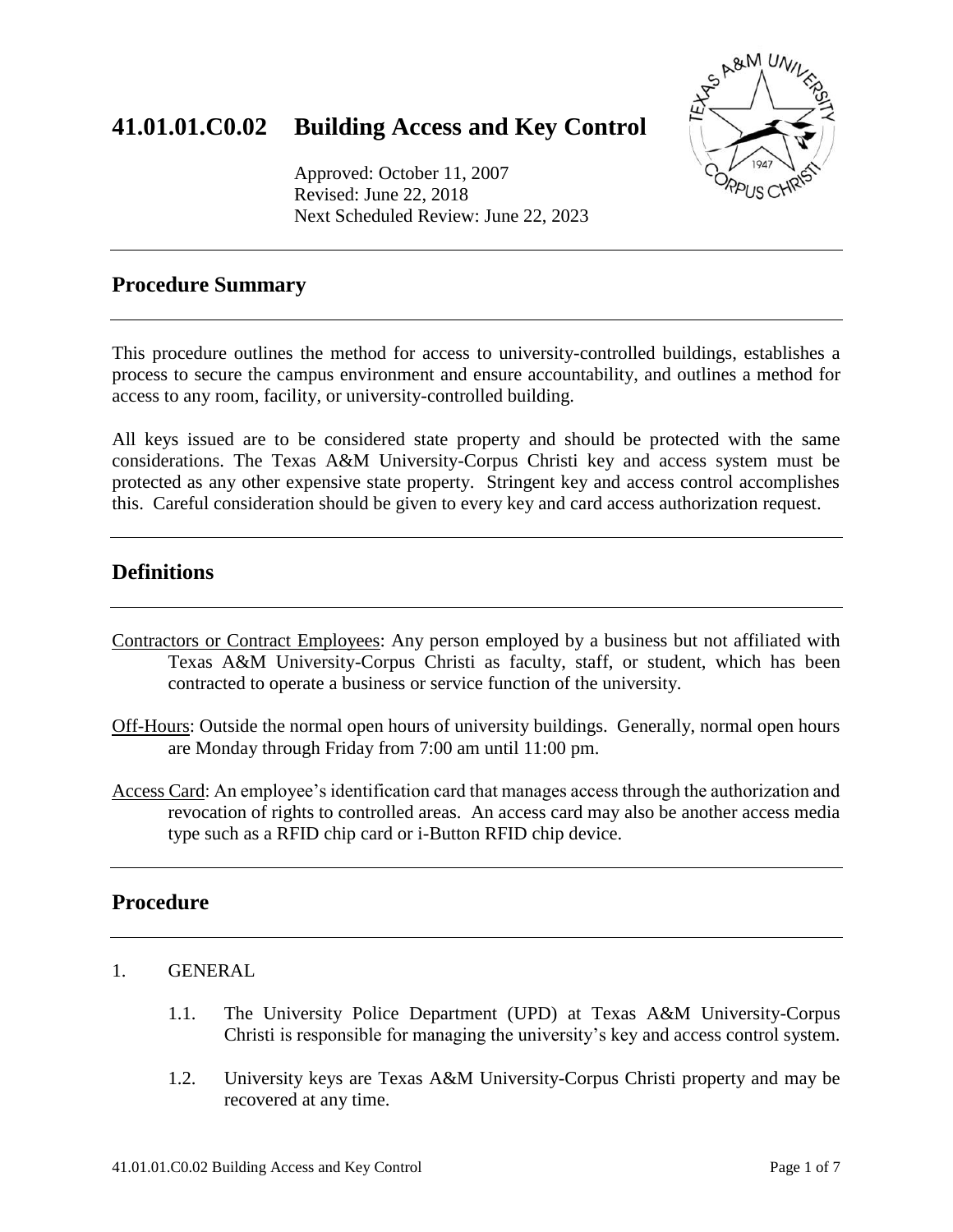# 41.01.01.C0.02 Building Access and Key Control

Approved: October 11, 2007
Revised: June 22, 2018
Next Scheduled Review: June 22, 2023

## Procedure Summary

This procedure outlines the method for access to university-controlled buildings, establishes a process to secure the campus environment and ensure accountability, and outlines a method for access to any room, facility, or university-controlled building.

All keys issued are to be considered state property and should be protected with the same considerations. The Texas A&M University-Corpus Christi key and access system must be protected as any other expensive state property. Stringent key and access control accomplishes this. Careful consideration should be given to every key and card access authorization request.

## Definitions

Contractors or Contract Employees: Any person employed by a business but not affiliated with Texas A&M University-Corpus Christi as faculty, staff, or student, which has been contracted to operate a business or service function of the university.

Off-Hours: Outside the normal open hours of university buildings. Generally, normal open hours are Monday through Friday from 7:00 am until 11:00 pm.

Access Card: An employee's identification card that manages access through the authorization and revocation of rights to controlled areas. An access card may also be another access media type such as a RFID chip card or i-Button RFID chip device.

## Procedure

1. GENERAL

    1.1. The University Police Department (UPD) at Texas A&M University-Corpus Christi is responsible for managing the university's key and access control system.

    1.2. University keys are Texas A&M University-Corpus Christi property and may be recovered at any time.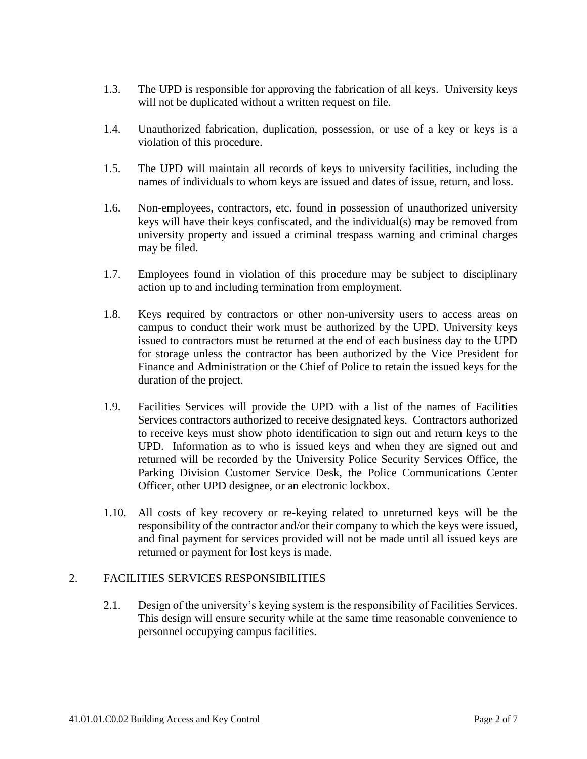1.3. The UPD is responsible for approving the fabrication of all keys. University keys will not be duplicated without a written request on file.

1.4. Unauthorized fabrication, duplication, possession, or use of a key or keys is a violation of this procedure.

1.5. The UPD will maintain all records of keys to university facilities, including the names of individuals to whom keys are issued and dates of issue, return, and loss.

1.6. Non-employees, contractors, etc. found in possession of unauthorized university keys will have their keys confiscated, and the individual(s) may be removed from university property and issued a criminal trespass warning and criminal charges may be filed.

1.7. Employees found in violation of this procedure may be subject to disciplinary action up to and including termination from employment.

1.8. Keys required by contractors or other non-university users to access areas on campus to conduct their work must be authorized by the UPD. University keys issued to contractors must be returned at the end of each business day to the UPD for storage unless the contractor has been authorized by the Vice President for Finance and Administration or the Chief of Police to retain the issued keys for the duration of the project.

1.9. Facilities Services will provide the UPD with a list of the names of Facilities Services contractors authorized to receive designated keys. Contractors authorized to receive keys must show photo identification to sign out and return keys to the UPD. Information as to who is issued keys and when they are signed out and returned will be recorded by the University Police Security Services Office, the Parking Division Customer Service Desk, the Police Communications Center Officer, other UPD designee, or an electronic lockbox.

1.10. All costs of key recovery or re-keying related to unreturned keys will be the responsibility of the contractor and/or their company to which the keys were issued, and final payment for services provided will not be made until all issued keys are returned or payment for lost keys is made.

## 2. FACILITIES SERVICES RESPONSIBILITIES

2.1. Design of the university's keying system is the responsibility of Facilities Services. This design will ensure security while at the same time reasonable convenience to personnel occupying campus facilities.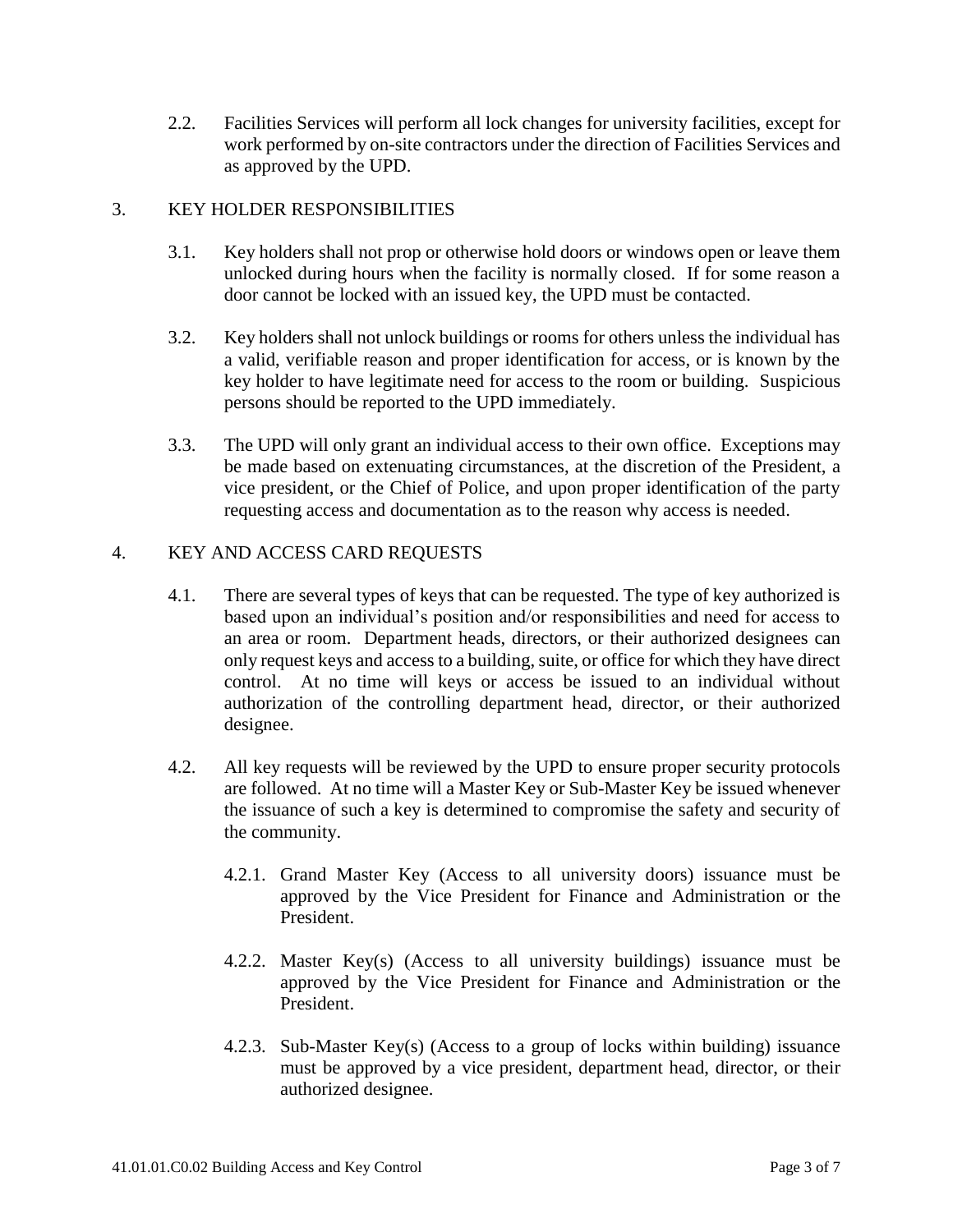2.2. Facilities Services will perform all lock changes for university facilities, except for work performed by on-site contractors under the direction of Facilities Services and as approved by the UPD.

## 3. KEY HOLDER RESPONSIBILITIES

3.1. Key holders shall not prop or otherwise hold doors or windows open or leave them unlocked during hours when the facility is normally closed. If for some reason a door cannot be locked with an issued key, the UPD must be contacted.

3.2. Key holders shall not unlock buildings or rooms for others unless the individual has a valid, verifiable reason and proper identification for access, or is known by the key holder to have legitimate need for access to the room or building. Suspicious persons should be reported to the UPD immediately.

3.3. The UPD will only grant an individual access to their own office. Exceptions may be made based on extenuating circumstances, at the discretion of the President, a vice president, or the Chief of Police, and upon proper identification of the party requesting access and documentation as to the reason why access is needed.

## 4. KEY AND ACCESS CARD REQUESTS

4.1. There are several types of keys that can be requested. The type of key authorized is based upon an individual's position and/or responsibilities and need for access to an area or room. Department heads, directors, or their authorized designees can only request keys and access to a building, suite, or office for which they have direct control. At no time will keys or access be issued to an individual without authorization of the controlling department head, director, or their authorized designee.

4.2. All key requests will be reviewed by the UPD to ensure proper security protocols are followed. At no time will a Master Key or Sub-Master Key be issued whenever the issuance of such a key is determined to compromise the safety and security of the community.

4.2.1. Grand Master Key (Access to all university doors) issuance must be approved by the Vice President for Finance and Administration or the President.

4.2.2. Master Key(s) (Access to all university buildings) issuance must be approved by the Vice President for Finance and Administration or the President.

4.2.3. Sub-Master Key(s) (Access to a group of locks within building) issuance must be approved by a vice president, department head, director, or their authorized designee.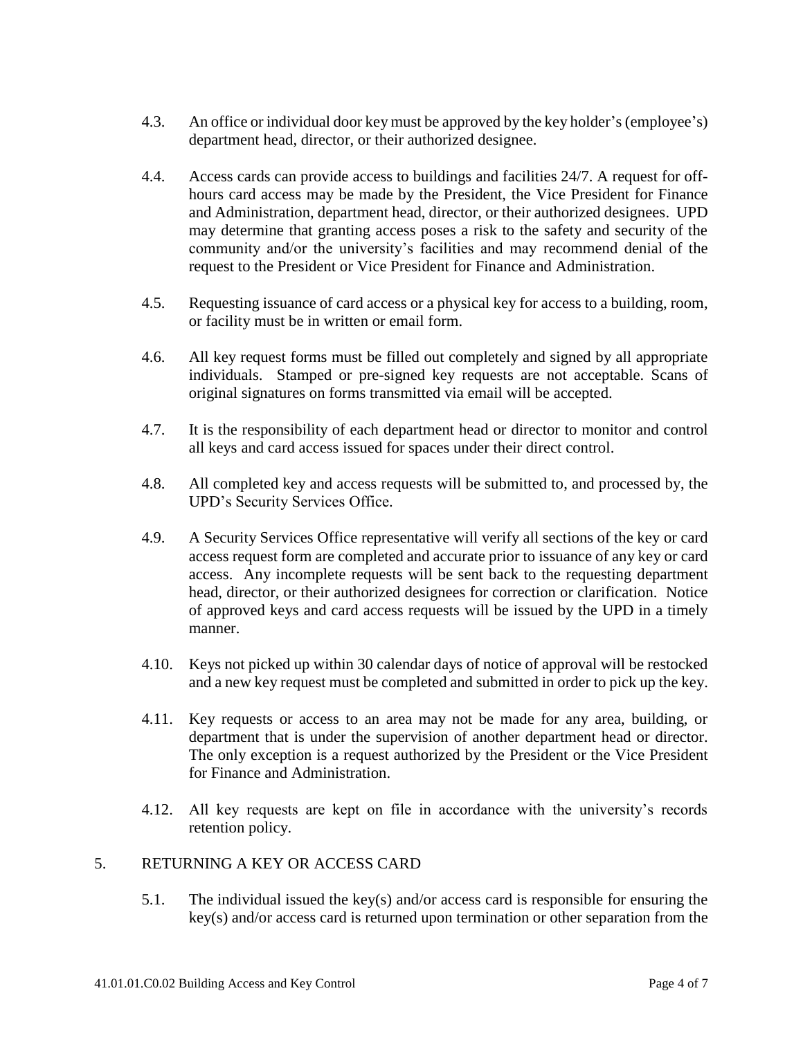4.3. An office or individual door key must be approved by the key holder's (employee's) department head, director, or their authorized designee.

4.4. Access cards can provide access to buildings and facilities 24/7. A request for off-hours card access may be made by the President, the Vice President for Finance and Administration, department head, director, or their authorized designees. UPD may determine that granting access poses a risk to the safety and security of the community and/or the university's facilities and may recommend denial of the request to the President or Vice President for Finance and Administration.

4.5. Requesting issuance of card access or a physical key for access to a building, room, or facility must be in written or email form.

4.6. All key request forms must be filled out completely and signed by all appropriate individuals. Stamped or pre-signed key requests are not acceptable. Scans of original signatures on forms transmitted via email will be accepted.

4.7. It is the responsibility of each department head or director to monitor and control all keys and card access issued for spaces under their direct control.

4.8. All completed key and access requests will be submitted to, and processed by, the UPD's Security Services Office.

4.9. A Security Services Office representative will verify all sections of the key or card access request form are completed and accurate prior to issuance of any key or card access. Any incomplete requests will be sent back to the requesting department head, director, or their authorized designees for correction or clarification. Notice of approved keys and card access requests will be issued by the UPD in a timely manner.

4.10. Keys not picked up within 30 calendar days of notice of approval will be restocked and a new key request must be completed and submitted in order to pick up the key.

4.11. Key requests or access to an area may not be made for any area, building, or department that is under the supervision of another department head or director. The only exception is a request authorized by the President or the Vice President for Finance and Administration.

4.12. All key requests are kept on file in accordance with the university's records retention policy.

## 5. RETURNING A KEY OR ACCESS CARD

5.1. The individual issued the key(s) and/or access card is responsible for ensuring the key(s) and/or access card is returned upon termination or other separation from the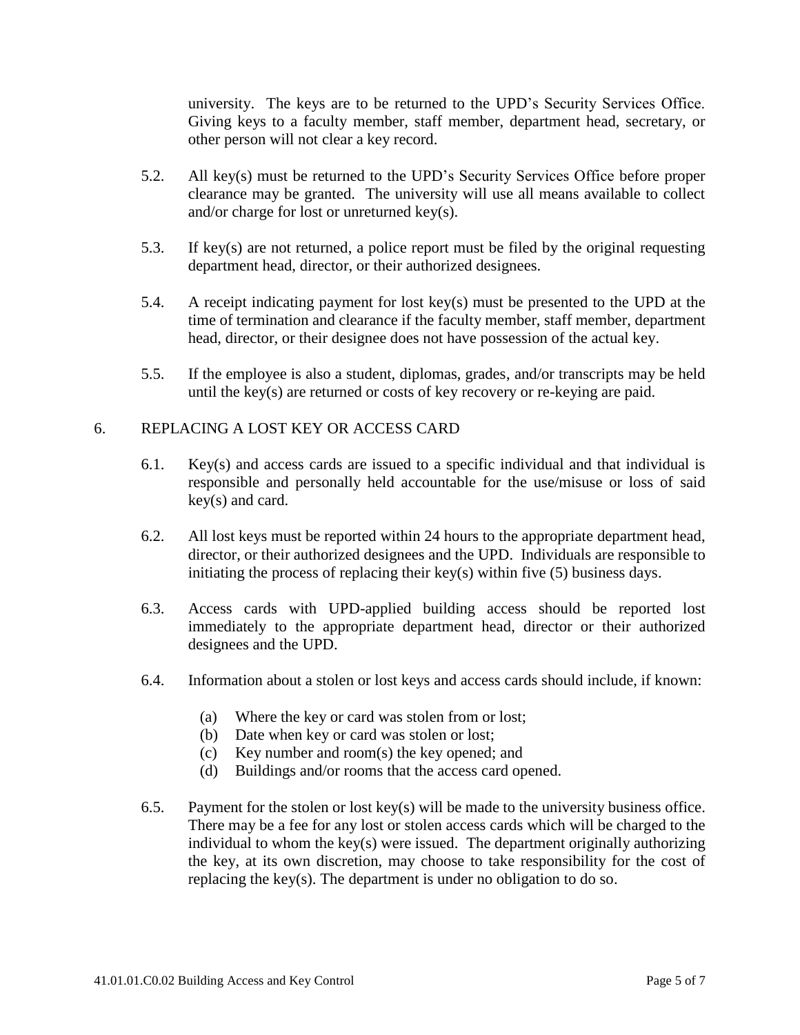university. The keys are to be returned to the UPD's Security Services Office. Giving keys to a faculty member, staff member, department head, secretary, or other person will not clear a key record.

5.2. All key(s) must be returned to the UPD's Security Services Office before proper clearance may be granted. The university will use all means available to collect and/or charge for lost or unreturned key(s).

5.3. If key(s) are not returned, a police report must be filed by the original requesting department head, director, or their authorized designees.

5.4. A receipt indicating payment for lost key(s) must be presented to the UPD at the time of termination and clearance if the faculty member, staff member, department head, director, or their designee does not have possession of the actual key.

5.5. If the employee is also a student, diplomas, grades, and/or transcripts may be held until the key(s) are returned or costs of key recovery or re-keying are paid.

## 6. REPLACING A LOST KEY OR ACCESS CARD

6.1. Key(s) and access cards are issued to a specific individual and that individual is responsible and personally held accountable for the use/misuse or loss of said key(s) and card.

6.2. All lost keys must be reported within 24 hours to the appropriate department head, director, or their authorized designees and the UPD. Individuals are responsible to initiating the process of replacing their key(s) within five (5) business days.

6.3. Access cards with UPD-applied building access should be reported lost immediately to the appropriate department head, director or their authorized designees and the UPD.

6.4. Information about a stolen or lost keys and access cards should include, if known:

(a) Where the key or card was stolen from or lost;
(b) Date when key or card was stolen or lost;
(c) Key number and room(s) the key opened; and
(d) Buildings and/or rooms that the access card opened.

6.5. Payment for the stolen or lost key(s) will be made to the university business office. There may be a fee for any lost or stolen access cards which will be charged to the individual to whom the key(s) were issued. The department originally authorizing the key, at its own discretion, may choose to take responsibility for the cost of replacing the key(s). The department is under no obligation to do so.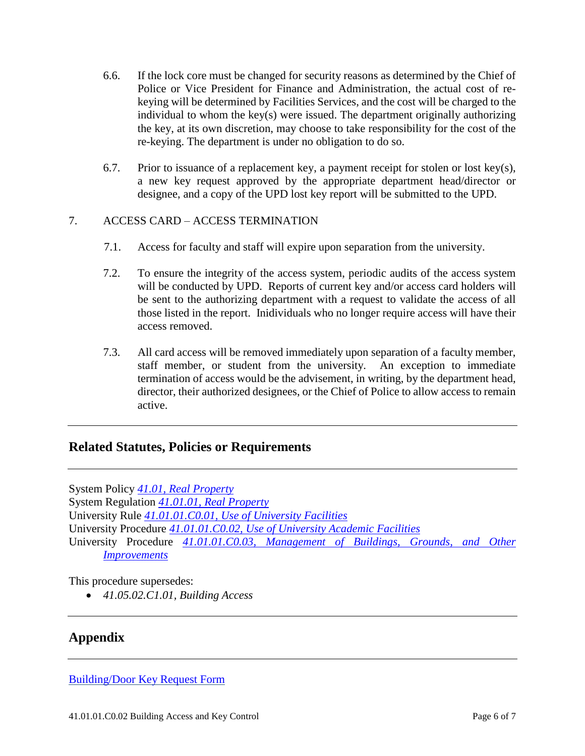6.6. If the lock core must be changed for security reasons as determined by the Chief of Police or Vice President for Finance and Administration, the actual cost of re-keying will be determined by Facilities Services, and the cost will be charged to the individual to whom the key(s) were issued. The department originally authorizing the key, at its own discretion, may choose to take responsibility for the cost of the re-keying. The department is under no obligation to do so.

6.7. Prior to issuance of a replacement key, a payment receipt for stolen or lost key(s), a new key request approved by the appropriate department head/director or designee, and a copy of the UPD lost key report will be submitted to the UPD.

7. ACCESS CARD – ACCESS TERMINATION

7.1. Access for faculty and staff will expire upon separation from the university.

7.2. To ensure the integrity of the access system, periodic audits of the access system will be conducted by UPD. Reports of current key and/or access card holders will be sent to the authorizing department with a request to validate the access of all those listed in the report. Inidividuals who no longer require access will have their access removed.

7.3. All card access will be removed immediately upon separation of a faculty member, staff member, or student from the university. An exception to immediate termination of access would be the advisement, in writing, by the department head, director, their authorized designees, or the Chief of Police to allow access to remain active.

---

## Related Statutes, Policies or Requirements

---

System Policy *41.01, Real Property*
System Regulation *41.01.01, Real Property*
University Rule *41.01.01.C0.01, Use of University Facilities*
University Procedure *41.01.01.C0.02, Use of University Academic Facilities*
University Procedure *41.01.01.C0.03, Management of Buildings, Grounds, and Other Improvements*

This procedure supersedes:

- *41.05.02.C1.01, Building Access*

---

## Appendix

---

Building/Door Key Request Form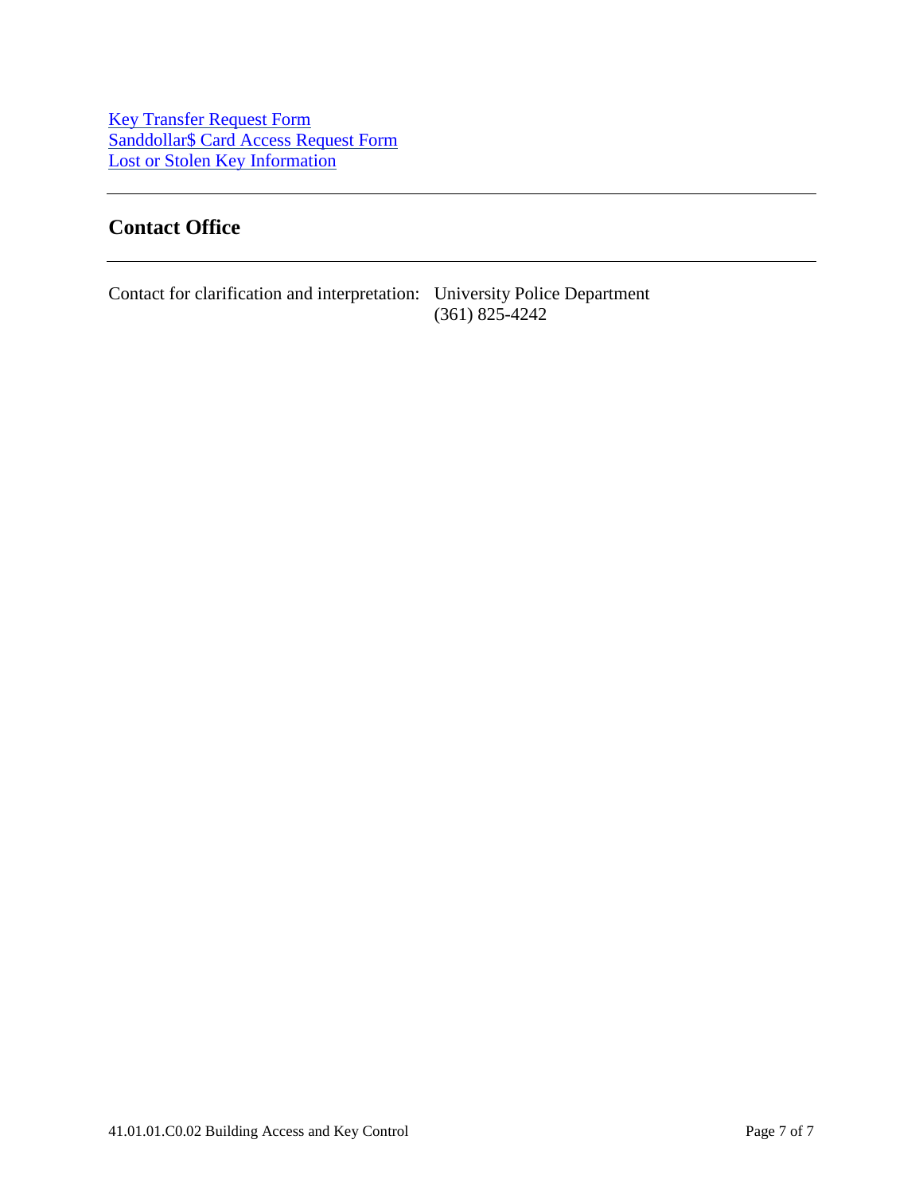Key Transfer Request Form
Sanddollar$ Card Access Request Form
Lost or Stolen Key Information

## Contact Office

| | |
|---|---|
| Contact for clarification and interpretation: | University Police Department<br>(361) 825-4242 |